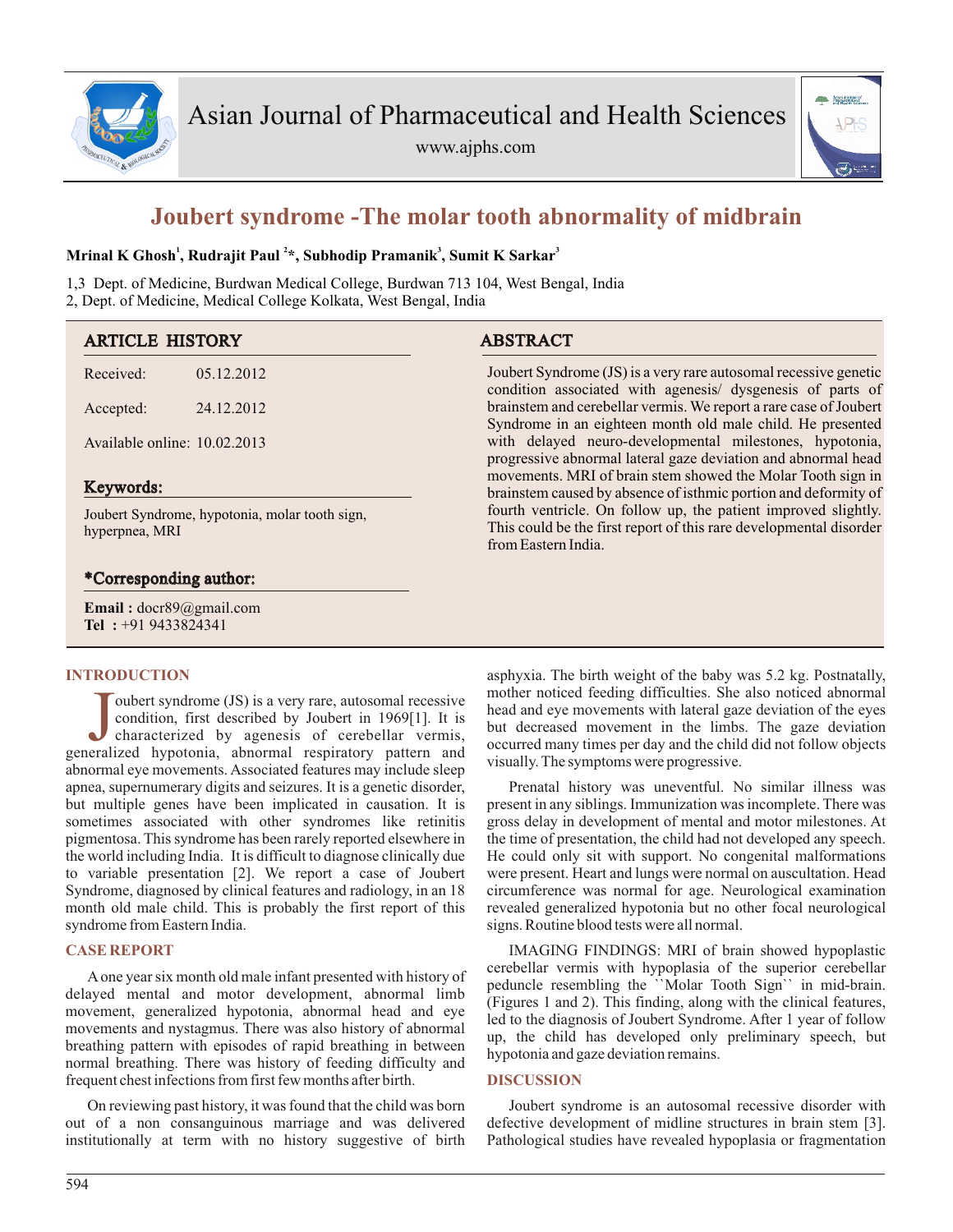# Joubert syndrome -The molar tooth abnormality of midbrain

**Mrinal K Ghosh[1], Rudrajit Paul [2]*, Subhodip Pramanik[3], Sumit K Sarkar[3]**

1,3 Dept. of Medicine, Burdwan Medical College, Burdwan 713 104, West Bengal, India
2, Dept. of Medicine, Medical College Kolkata, West Bengal, India

## ARTICLE HISTORY

Received: 05.12.2012

Accepted: 24.12.2012

Available online: 10.02.2013

## Keywords:

Joubert Syndrome, hypotonia, molar tooth sign, hyperpnea, MRI

## *Corresponding author:

**Email :** docr89@gmail.com
**Tel :** +91 9433824341

## ABSTRACT

Joubert Syndrome (JS) is a very rare autosomal recessive genetic condition associated with agenesis/ dysgenesis of parts of brainstem and cerebellar vermis. We report a rare case of Joubert Syndrome in an eighteen month old male child. He presented with delayed neuro-developmental milestones, hypotonia, progressive abnormal lateral gaze deviation and abnormal head movements. MRI of brain stem showed the Molar Tooth sign in brainstem caused by absence of isthmic portion and deformity of fourth ventricle. On follow up, the patient improved slightly. This could be the first report of this rare developmental disorder from Eastern India.

## INTRODUCTION

Joubert syndrome (JS) is a very rare, autosomal recessive condition, first described by Joubert in 1969[1]. It is characterized by agenesis of cerebellar vermis, generalized hypotonia, abnormal respiratory pattern and abnormal eye movements. Associated features may include sleep apnea, supernumerary digits and seizures. It is a genetic disorder, but multiple genes have been implicated in causation. It is sometimes associated with other syndromes like retinitis pigmentosa. This syndrome has been rarely reported elsewhere in the world including India. It is difficult to diagnose clinically due to variable presentation [2]. We report a case of Joubert Syndrome, diagnosed by clinical features and radiology, in an 18 month old male child. This is probably the first report of this syndrome from Eastern India.

## CASE REPORT

A one year six month old male infant presented with history of delayed mental and motor development, abnormal limb movement, generalized hypotonia, abnormal head and eye movements and nystagmus. There was also history of abnormal breathing pattern with episodes of rapid breathing in between normal breathing. There was history of feeding difficulty and frequent chest infections from first few months after birth.

On reviewing past history, it was found that the child was born out of a non consanguinous marriage and was delivered institutionally at term with no history suggestive of birth asphyxia. The birth weight of the baby was 5.2 kg. Postnatally, mother noticed feeding difficulties. She also noticed abnormal head and eye movements with lateral gaze deviation of the eyes but decreased movement in the limbs. The gaze deviation occurred many times per day and the child did not follow objects visually. The symptoms were progressive.

Prenatal history was uneventful. No similar illness was present in any siblings. Immunization was incomplete. There was gross delay in development of mental and motor milestones. At the time of presentation, the child had not developed any speech. He could only sit with support. No congenital malformations were present. Heart and lungs were normal on auscultation. Head circumference was normal for age. Neurological examination revealed generalized hypotonia but no other focal neurological signs. Routine blood tests were all normal.

IMAGING FINDINGS: MRI of brain showed hypoplastic cerebellar vermis with hypoplasia of the superior cerebellar peduncle resembling the ``Molar Tooth Sign`` in mid-brain. (Figures 1 and 2). This finding, along with the clinical features, led to the diagnosis of Joubert Syndrome. After 1 year of follow up, the child has developed only preliminary speech, but hypotonia and gaze deviation remains.

## DISCUSSION

Joubert syndrome is an autosomal recessive disorder with defective development of midline structures in brain stem [3]. Pathological studies have revealed hypoplasia or fragmentation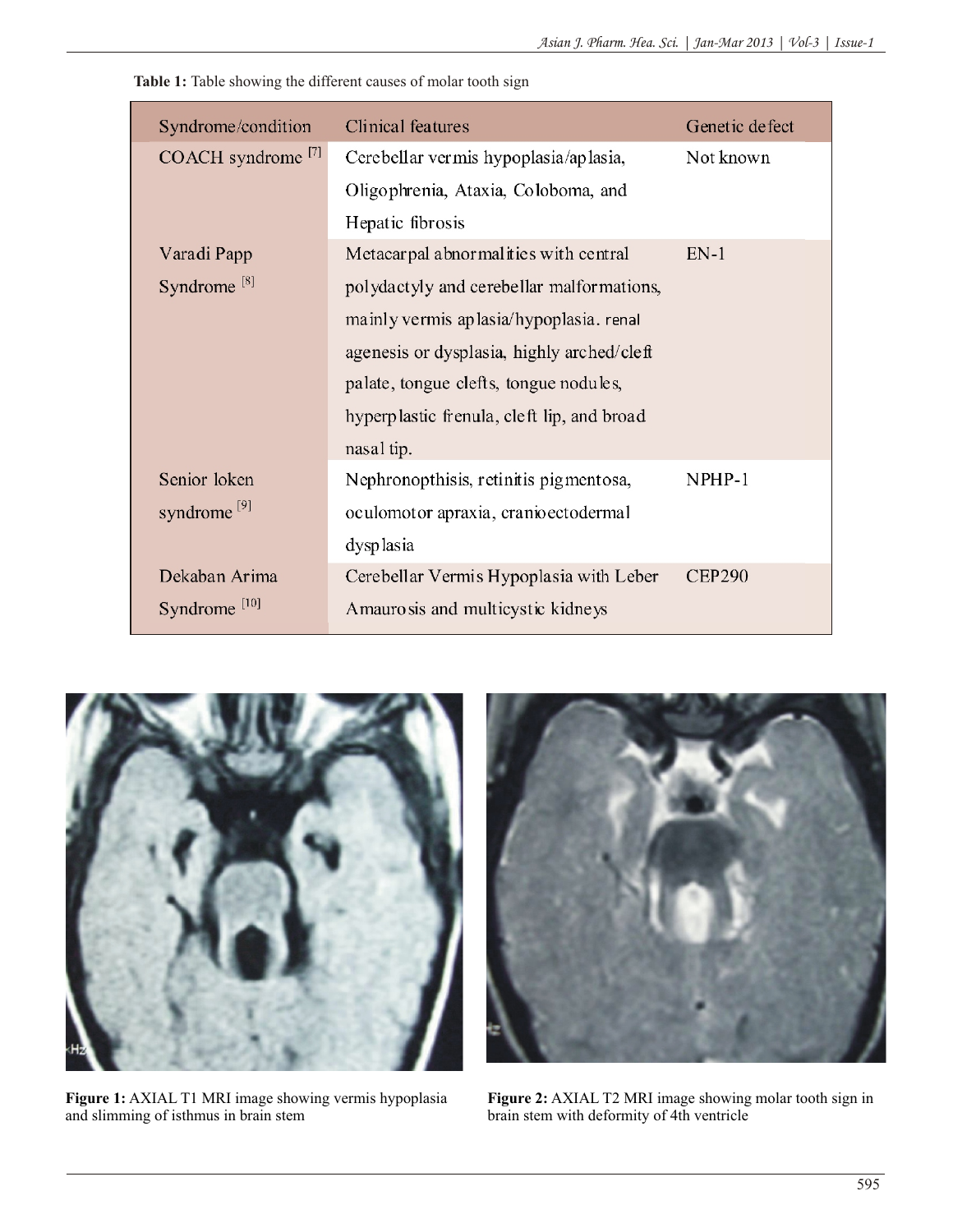**Table 1:** Table showing the different causes of molar tooth sign

| Syndrome/condition | Clinical features | Genetic defect |
|---|---|---|
| COACH syndrome [7] | Cerebellar vermis hypoplasia/aplasia, Oligophrenia, Ataxia, Coloboma, and Hepatic fibrosis | Not known |
| Varadi Papp Syndrome [8] | Metacarpal abnormalities with central polydactyly and cerebellar malformations, mainly vermis aplasia/hypoplasia. renal agenesis or dysplasia, highly arched/cleft palate, tongue clefts, tongue nodules, hyperplastic frenula, cleft lip, and broad nasal tip. | EN-1 |
| Senior loken syndrome [9] | Nephronopthisis, retinitis pigmentosa, oculomotor apraxia, cranioectodermal dysplasia | NPHP-1 |
| Dekaban Arima Syndrome [10] | Cerebellar Vermis Hypoplasia with Leber Amaurosis and multicystic kidneys | CEP290 |

**Figure 1:** AXIAL T1 MRI image showing vermis hypoplasia and slimming of isthmus in brain stem

**Figure 2:** AXIAL T2 MRI image showing molar tooth sign in brain stem with deformity of 4th ventricle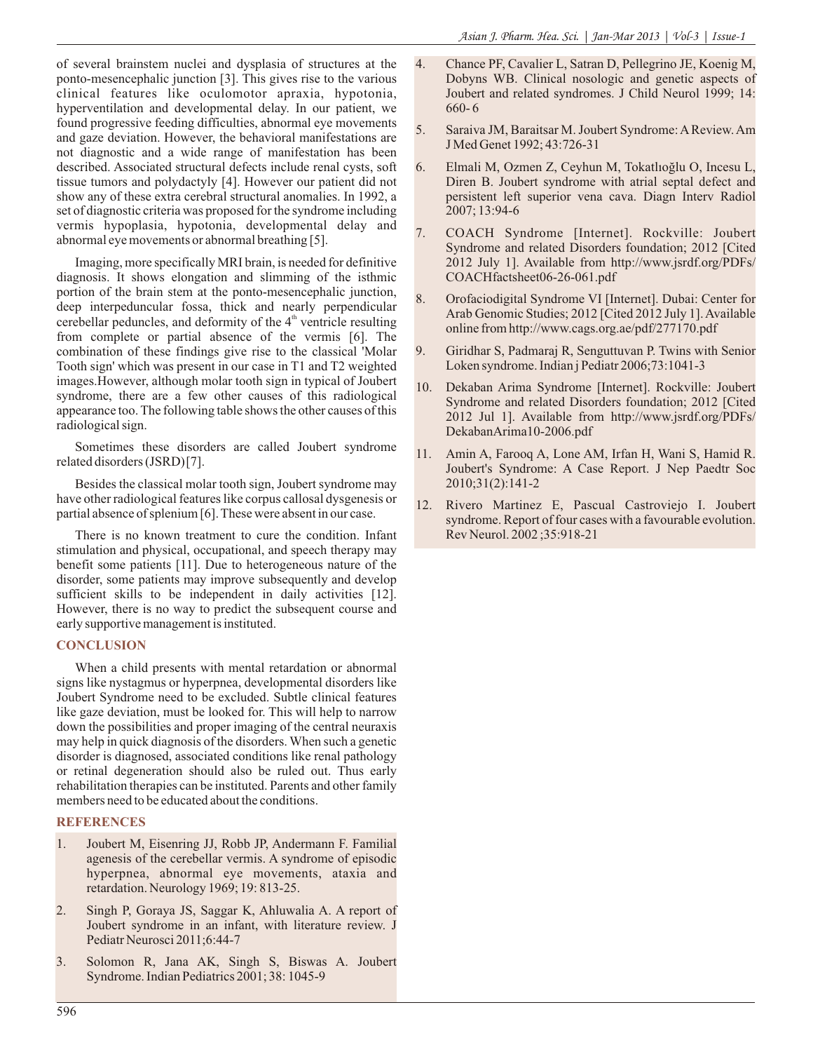of several brainstem nuclei and dysplasia of structures at the ponto-mesencephalic junction [3]. This gives rise to the various clinical features like oculomotor apraxia, hypotonia, hyperventilation and developmental delay. In our patient, we found progressive feeding difficulties, abnormal eye movements and gaze deviation. However, the behavioral manifestations are not diagnostic and a wide range of manifestation has been described. Associated structural defects include renal cysts, soft tissue tumors and polydactyly [4]. However our patient did not show any of these extra cerebral structural anomalies. In 1992, a set of diagnostic criteria was proposed for the syndrome including vermis hypoplasia, hypotonia, developmental delay and abnormal eye movements or abnormal breathing [5].

Imaging, more specifically MRI brain, is needed for definitive diagnosis. It shows elongation and slimming of the isthmic portion of the brain stem at the ponto-mesencephalic junction, deep interpeduncular fossa, thick and nearly perpendicular cerebellar peduncles, and deformity of the 4th ventricle resulting from complete or partial absence of the vermis [6]. The combination of these findings give rise to the classical 'Molar Tooth sign' which was present in our case in T1 and T2 weighted images.However, although molar tooth sign in typical of Joubert syndrome, there are a few other causes of this radiological appearance too. The following table shows the other causes of this radiological sign.

Sometimes these disorders are called Joubert syndrome related disorders (JSRD) [7].

Besides the classical molar tooth sign, Joubert syndrome may have other radiological features like corpus callosal dysgenesis or partial absence of splenium [6]. These were absent in our case.

There is no known treatment to cure the condition. Infant stimulation and physical, occupational, and speech therapy may benefit some patients [11]. Due to heterogeneous nature of the disorder, some patients may improve subsequently and develop sufficient skills to be independent in daily activities [12]. However, there is no way to predict the subsequent course and early supportive management is instituted.

## CONCLUSION

When a child presents with mental retardation or abnormal signs like nystagmus or hyperpnea, developmental disorders like Joubert Syndrome need to be excluded. Subtle clinical features like gaze deviation, must be looked for. This will help to narrow down the possibilities and proper imaging of the central neuraxis may help in quick diagnosis of the disorders. When such a genetic disorder is diagnosed, associated conditions like renal pathology or retinal degeneration should also be ruled out. Thus early rehabilitation therapies can be instituted. Parents and other family members need to be educated about the conditions.

## REFERENCES

1. Joubert M, Eisenring JJ, Robb JP, Andermann F. Familial agenesis of the cerebellar vermis. A syndrome of episodic hyperpnea, abnormal eye movements, ataxia and retardation. Neurology 1969; 19: 813-25.
2. Singh P, Goraya JS, Saggar K, Ahluwalia A. A report of Joubert syndrome in an infant, with literature review. J Pediatr Neurosci 2011;6:44-7
3. Solomon R, Jana AK, Singh S, Biswas A. Joubert Syndrome. Indian Pediatrics 2001; 38: 1045-9
4. Chance PF, Cavalier L, Satran D, Pellegrino JE, Koenig M, Dobyns WB. Clinical nosologic and genetic aspects of Joubert and related syndromes. J Child Neurol 1999; 14: 660- 6
5. Saraiva JM, Baraitsar M. Joubert Syndrome: A Review. Am J Med Genet 1992; 43:726-31
6. Elmali M, Ozmen Z, Ceyhun M, Tokatlıoğlu O, Incesu L, Diren B. Joubert syndrome with atrial septal defect and persistent left superior vena cava. Diagn Interv Radiol 2007; 13:94-6
7. COACH Syndrome [Internet]. Rockville: Joubert Syndrome and related Disorders foundation; 2012 [Cited 2012 July 1]. Available from http://www.jsrdf.org/PDFs/COACHfactsheet06-26-061.pdf
8. Orofaciodigital Syndrome VI [Internet]. Dubai: Center for Arab Genomic Studies; 2012 [Cited 2012 July 1]. Available online from http://www.cags.org.ae/pdf/277170.pdf
9. Giridhar S, Padmaraj R, Senguttuvan P. Twins with Senior Loken syndrome. Indian j Pediatr 2006;73:1041-3
10. Dekaban Arima Syndrome [Internet]. Rockville: Joubert Syndrome and related Disorders foundation; 2012 [Cited 2012 Jul 1]. Available from http://www.jsrdf.org/PDFs/DekabanArima10-2006.pdf
11. Amin A, Farooq A, Lone AM, Irfan H, Wani S, Hamid R. Joubert's Syndrome: A Case Report. J Nep Paedtr Soc 2010;31(2):141-2
12. Rivero Martinez E, Pascual Castroviejo I. Joubert syndrome. Report of four cases with a favourable evolution. Rev Neurol. 2002 ;35:918-21